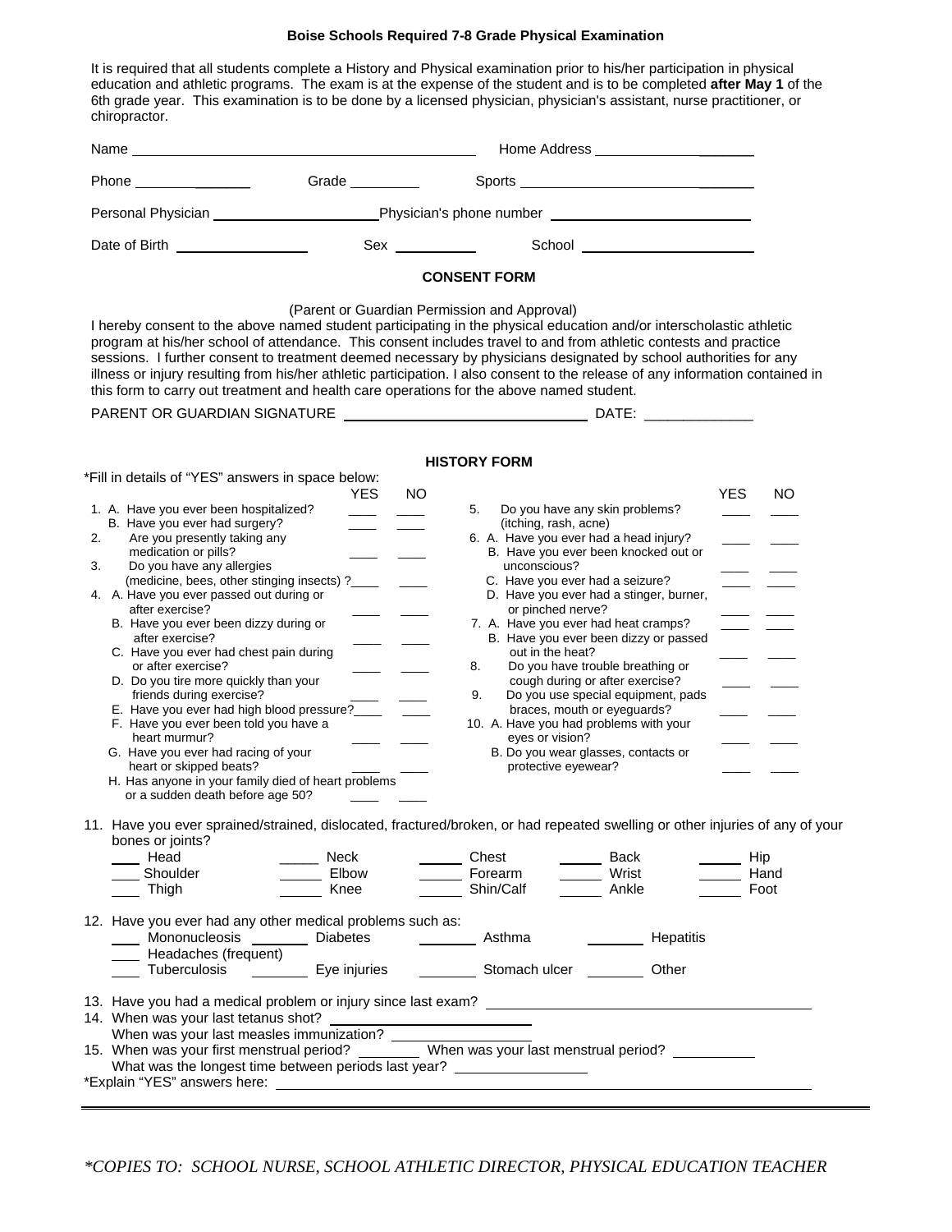# Boise Schools Required 7-8 Grade Physical Examination

It is required that all students complete a History and Physical examination prior to his/her participation in physical education and athletic programs. The exam is at the expense of the student and is to be completed **after May 1** of the 6th grade year. This examination is to be done by a licensed physician, physician's assistant, nurse practitioner, or chiropractor.

Name ______________________________ Home Address ____________________

Phone ____________ Grade ________ Sports ____________________________

Personal Physician ____________________ Physician's phone number ____________________

Date of Birth ______________ Sex __________ School ____________________

## CONSENT FORM

(Parent or Guardian Permission and Approval)

I hereby consent to the above named student participating in the physical education and/or interscholastic athletic program at his/her school of attendance. This consent includes travel to and from athletic contests and practice sessions. I further consent to treatment deemed necessary by physicians designated by school authorities for any illness or injury resulting from his/her athletic participation. I also consent to the release of any information contained in this form to carry out treatment and health care operations for the above named student.

PARENT OR GUARDIAN SIGNATURE ______________________________ DATE: ____________

## HISTORY FORM

*Fill in details of "YES" answers in space below:

| | YES | NO |
|---|---|---|
| 1. A. Have you ever been hospitalized? | ____ | ____ |
| B. Have you ever had surgery? | ____ | ____ |
| 2. Are you presently taking any medication or pills? | ____ | ____ |
| 3. Do you have any allergies (medicine, bees, other stinging insects)? | ____ | ____ |
| 4. A. Have you ever passed out during or after exercise? | ____ | ____ |
| B. Have you ever been dizzy during or after exercise? | ____ | ____ |
| C. Have you ever had chest pain during or after exercise? | ____ | ____ |
| D. Do you tire more quickly than your friends during exercise? | ____ | ____ |
| E. Have you ever had high blood pressure? | ____ | ____ |
| F. Have you ever been told you have a heart murmur? | ____ | ____ |
| G. Have you ever had racing of your heart or skipped beats? | ____ | ____ |
| H. Has anyone in your family died of heart problems or a sudden death before age 50? | ____ | ____ |
| 5. Do you have any skin problems? (itching, rash, acne) | ____ | ____ |
| 6. A. Have you ever had a head injury? | ____ | ____ |
| B. Have you ever been knocked out or unconscious? | ____ | ____ |
| C. Have you ever had a seizure? | ____ | ____ |
| D. Have you ever had a stinger, burner, or pinched nerve? | ____ | ____ |
| 7. A. Have you ever had heat cramps? | ____ | ____ |
| B. Have you ever been dizzy or passed out in the heat? | ____ | ____ |
| 8. Do you have trouble breathing or cough during or after exercise? | ____ | ____ |
| 9. Do you use special equipment, pads braces, mouth or eyeguards? | ____ | ____ |
| 10. A. Have you had problems with your eyes or vision? | ____ | ____ |
| B. Do you wear glasses, contacts or protective eyewear? | ____ | ____ |

11. Have you ever sprained/strained, dislocated, fractured/broken, or had repeated swelling or other injuries of any of your bones or joints?

| | | | | |
|---|---|---|---|---|
| ____ Head | ____ Neck | ____ Chest | ____ Back | ____ Hip |
| ____ Shoulder | ____ Elbow | ____ Forearm | ____ Wrist | ____ Hand |
| ____ Thigh | ____ Knee | ____ Shin/Calf | ____ Ankle | ____ Foot |

12. Have you ever had any other medical problems such as:

| | | | |
|---|---|---|---|
| ____ Mononucleosis | ____ Diabetes | ____ Asthma | ____ Hepatitis |
| ____ Headaches (frequent) | | | |
| ____ Tuberculosis | ____ Eye injuries | ____ Stomach ulcer | ____ Other |

13. Have you had a medical problem or injury since last exam? ______________________________

14. When was your last tetanus shot? ____________________
    When was your last measles immunization? ____________________

15. When was your first menstrual period? ________ When was your last menstrual period? ________
    What was the longest time between periods last year? ____________

*Explain "YES" answers here: ______________________________________________

---

*\*COPIES TO: SCHOOL NURSE, SCHOOL ATHLETIC DIRECTOR, PHYSICAL EDUCATION TEACHER*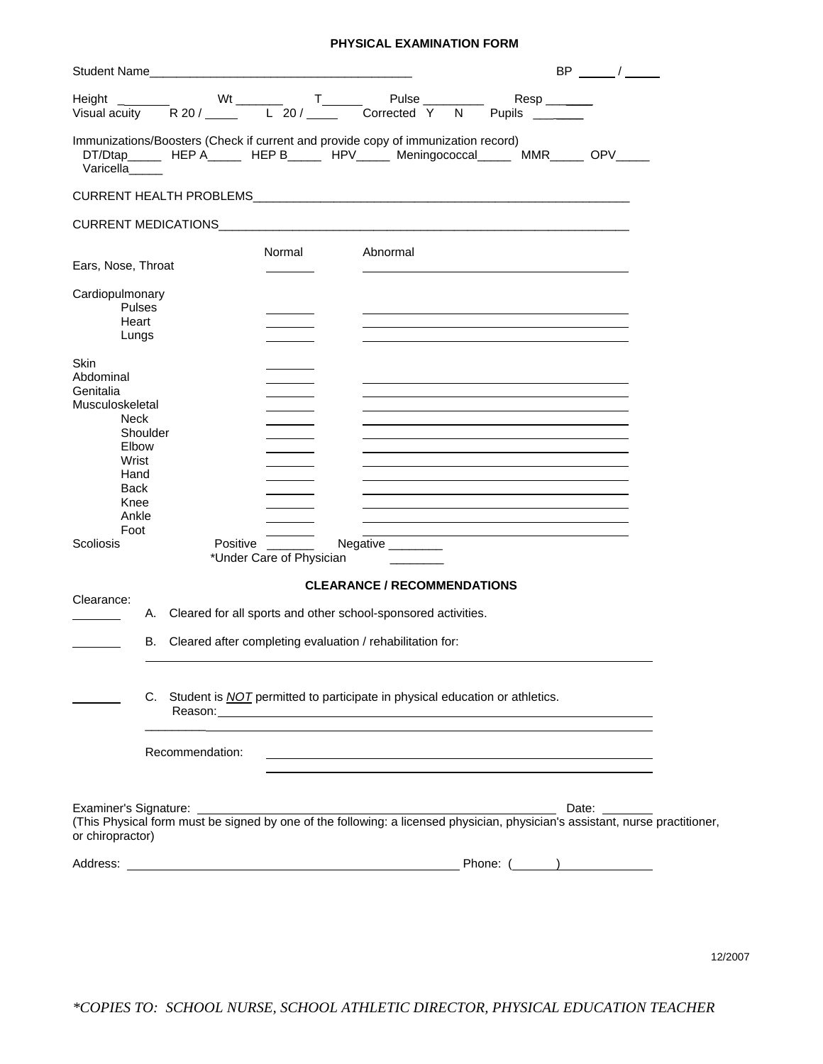# PHYSICAL EXAMINATION FORM

Student Name_______________________________________ BP _____ / _____

Height _______ Wt _______ T______ Pulse _________ Resp _______
Visual acuity R 20 / _____ L 20 / _____ Corrected Y N Pupils _______

Immunizations/Boosters (Check if current and provide copy of immunization record)
DT/Dtap_____ HEP A_____ HEP B_____ HPV_____ Meningococcal_____ MMR_____ OPV_____ Varicella_____

CURRENT HEALTH PROBLEMS_________________________________________________________

CURRENT MEDICATIONS______________________________________________________________

| | Normal | Abnormal |
|---|---|---|
| Ears, Nose, Throat | _______ | ________________________________ |
| Cardiopulmonary | | |
| Pulses | _______ | ________________________________ |
| Heart | _______ | ________________________________ |
| Lungs | _______ | ________________________________ |
| Skin | _______ | |
| Abdominal | _______ | ________________________________ |
| Genitalia | _______ | ________________________________ |
| Musculoskeletal | _______ | ________________________________ |
| Neck | _______ | ________________________________ |
| Shoulder | _______ | ________________________________ |
| Elbow | _______ | ________________________________ |
| Wrist | _______ | ________________________________ |
| Hand | _______ | ________________________________ |
| Back | _______ | ________________________________ |
| Knee | _______ | ________________________________ |
| Ankle | _______ | ________________________________ |
| Foot | _______ | ________________________________ |

Scoliosis Positive _______ Negative ________
*Under Care of Physician ________

## CLEARANCE / RECOMMENDATIONS

Clearance:

_______ A. Cleared for all sports and other school-sponsored activities.

_______ B. Cleared after completing evaluation / rehabilitation for:

________________________________________________________________________

_______ C. Student is ***NOT*** permitted to participate in physical education or athletics.
Reason:_________________________________________________________________

________________________________________________________________________

Recommendation: ________________________________________________________

________________________________________________________

Examiner's Signature: ______________________________________________ Date: ________
(This Physical form must be signed by one of the following: a licensed physician, physician's assistant, nurse practitioner, or chiropractor)

Address: ____________________________________________ Phone: (______)______________

12/2007

*\*COPIES TO: SCHOOL NURSE, SCHOOL ATHLETIC DIRECTOR, PHYSICAL EDUCATION TEACHER*